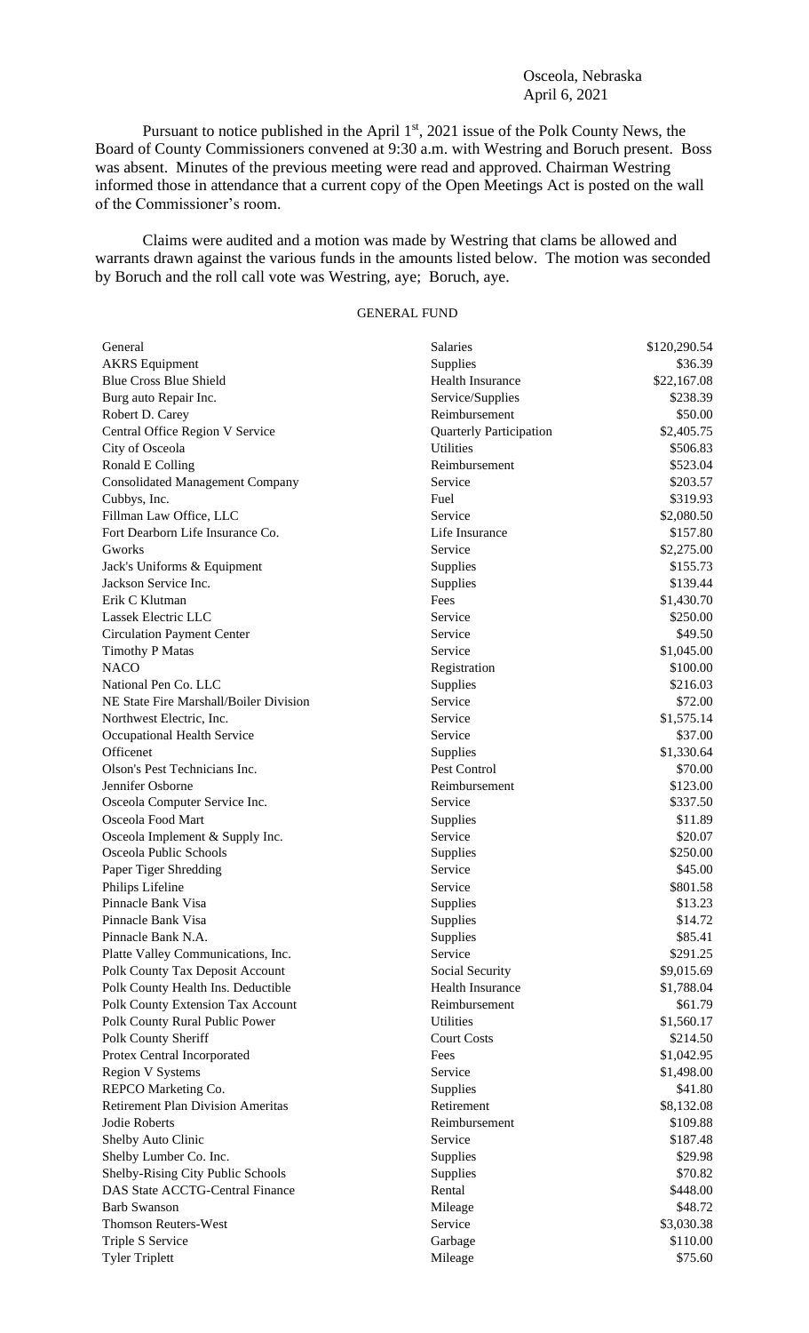Osceola, Nebraska
April 6, 2021

Pursuant to notice published in the April 1st, 2021 issue of the Polk County News, the Board of County Commissioners convened at 9:30 a.m. with Westring and Boruch present. Boss was absent. Minutes of the previous meeting were read and approved. Chairman Westring informed those in attendance that a current copy of the Open Meetings Act is posted on the wall of the Commissioner's room.

Claims were audited and a motion was made by Westring that clams be allowed and warrants drawn against the various funds in the amounts listed below. The motion was seconded by Boruch and the roll call vote was Westring, aye; Boruch, aye.

GENERAL FUND

| | | |
|---|---|---|
| General | Salaries | \$120,290.54 |
| AKRS Equipment | Supplies | \$36.39 |
| Blue Cross Blue Shield | Health Insurance | \$22,167.08 |
| Burg auto Repair Inc. | Service/Supplies | \$238.39 |
| Robert D. Carey | Reimbursement | \$50.00 |
| Central Office Region V Service | Quarterly Participation | \$2,405.75 |
| City of Osceola | Utilities | \$506.83 |
| Ronald E Colling | Reimbursement | \$523.04 |
| Consolidated Management Company | Service | \$203.57 |
| Cubbys, Inc. | Fuel | \$319.93 |
| Fillman Law Office, LLC | Service | \$2,080.50 |
| Fort Dearborn Life Insurance Co. | Life Insurance | \$157.80 |
| Gworks | Service | \$2,275.00 |
| Jack's Uniforms & Equipment | Supplies | \$155.73 |
| Jackson Service Inc. | Supplies | \$139.44 |
| Erik C Klutman | Fees | \$1,430.70 |
| Lassek Electric LLC | Service | \$250.00 |
| Circulation Payment Center | Service | \$49.50 |
| Timothy P Matas | Service | \$1,045.00 |
| NACO | Registration | \$100.00 |
| National Pen Co. LLC | Supplies | \$216.03 |
| NE State Fire Marshall/Boiler Division | Service | \$72.00 |
| Northwest Electric, Inc. | Service | \$1,575.14 |
| Occupational Health Service | Service | \$37.00 |
| Officenet | Supplies | \$1,330.64 |
| Olson's Pest Technicians Inc. | Pest Control | \$70.00 |
| Jennifer Osborne | Reimbursement | \$123.00 |
| Osceola Computer Service Inc. | Service | \$337.50 |
| Osceola Food Mart | Supplies | \$11.89 |
| Osceola Implement & Supply Inc. | Service | \$20.07 |
| Osceola Public Schools | Supplies | \$250.00 |
| Paper Tiger Shredding | Service | \$45.00 |
| Philips Lifeline | Service | \$801.58 |
| Pinnacle Bank Visa | Supplies | \$13.23 |
| Pinnacle Bank Visa | Supplies | \$14.72 |
| Pinnacle Bank N.A. | Supplies | \$85.41 |
| Platte Valley Communications, Inc. | Service | \$291.25 |
| Polk County Tax Deposit Account | Social Security | \$9,015.69 |
| Polk County Health Ins. Deductible | Health Insurance | \$1,788.04 |
| Polk County Extension Tax Account | Reimbursement | \$61.79 |
| Polk County Rural Public Power | Utilities | \$1,560.17 |
| Polk County Sheriff | Court Costs | \$214.50 |
| Protex Central Incorporated | Fees | \$1,042.95 |
| Region V Systems | Service | \$1,498.00 |
| REPCO Marketing Co. | Supplies | \$41.80 |
| Retirement Plan Division Ameritas | Retirement | \$8,132.08 |
| Jodie Roberts | Reimbursement | \$109.88 |
| Shelby Auto Clinic | Service | \$187.48 |
| Shelby Lumber Co. Inc. | Supplies | \$29.98 |
| Shelby-Rising City Public Schools | Supplies | \$70.82 |
| DAS State ACCTG-Central Finance | Rental | \$448.00 |
| Barb Swanson | Mileage | \$48.72 |
| Thomson Reuters-West | Service | \$3,030.38 |
| Triple S Service | Garbage | \$110.00 |
| Tyler Triplett | Mileage | \$75.60 |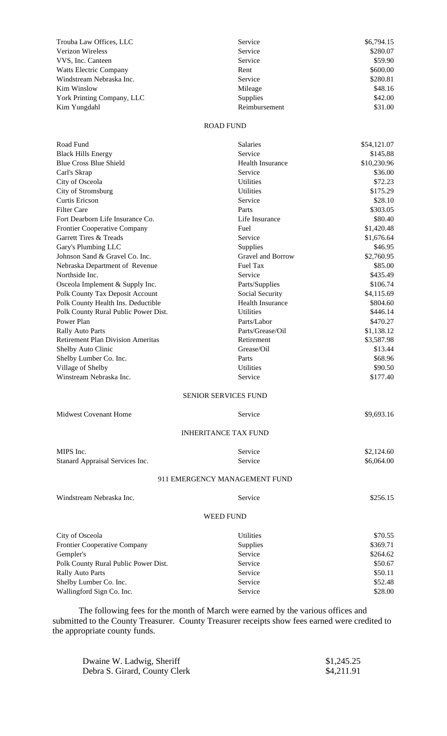| | | |
|---|---|---|
| Trouba Law Offices, LLC | Service | $6,794.15 |
| Verizon Wireless | Service | $280.07 |
| VVS, Inc. Canteen | Service | $59.90 |
| Watts Electric Company | Rent | $600.00 |
| Windstream Nebraska Inc. | Service | $280.81 |
| Kim Winslow | Mileage | $48.16 |
| York Printing Company, LLC | Supplies | $42.00 |
| Kim Yungdahl | Reimbursement | $31.00 |

ROAD FUND

| | | |
|---|---|---|
| Road Fund | Salaries | $54,121.07 |
| Black Hills Energy | Service | $145.88 |
| Blue Cross Blue Shield | Health Insurance | $10,230.96 |
| Carl's Skrap | Service | $36.00 |
| City of Osceola | Utilities | $72.23 |
| City of Stromsburg | Utilities | $175.29 |
| Curtis Ericson | Service | $28.10 |
| Filter Care | Parts | $303.05 |
| Fort Dearborn Life Insurance Co. | Life Insurance | $80.40 |
| Frontier Cooperative Company | Fuel | $1,420.48 |
| Garrett Tires & Treads | Service | $1,676.64 |
| Gary's Plumbing LLC | Supplies | $46.95 |
| Johnson Sand & Gravel Co. Inc. | Gravel and Borrow | $2,760.95 |
| Nebraska Department of Revenue | Fuel Tax | $85.00 |
| Northside Inc. | Service | $435.49 |
| Osceola Implement & Supply Inc. | Parts/Supplies | $106.74 |
| Polk County Tax Deposit Account | Social Security | $4,115.69 |
| Polk County Health Ins. Deductible | Health Insurance | $804.60 |
| Polk County Rural Public Power Dist. | Utilities | $446.14 |
| Power Plan | Parts/Labor | $470.27 |
| Rally Auto Parts | Parts/Grease/Oil | $1,138.12 |
| Retirement Plan Division Ameritas | Retirement | $3,587.98 |
| Shelby Auto Clinic | Grease/Oil | $13.44 |
| Shelby Lumber Co. Inc. | Parts | $68.96 |
| Village of Shelby | Utilities | $90.50 |
| Winstream Nebraska Inc. | Service | $177.40 |

SENIOR SERVICES FUND

| | | |
|---|---|---|
| Midwest Covenant Home | Service | $9,693.16 |

INHERITANCE TAX FUND

| | | |
|---|---|---|
| MIPS Inc. | Service | $2,124.60 |
| Stanard Appraisal Services Inc. | Service | $6,064.00 |

911 EMERGENCY MANAGEMENT FUND

| | | |
|---|---|---|
| Windstream Nebraska Inc. | Service | $256.15 |

WEED FUND

| | | |
|---|---|---|
| City of Osceola | Utilities | $70.55 |
| Frontier Cooperative Company | Supplies | $369.71 |
| Gempler's | Service | $264.62 |
| Polk County Rural Public Power Dist. | Service | $50.67 |
| Rally Auto Parts | Service | $50.11 |
| Shelby Lumber Co. Inc. | Service | $52.48 |
| Wallingford Sign Co. Inc. | Service | $28.00 |

The following fees for the month of March were earned by the various offices and submitted to the County Treasurer. County Treasurer receipts show fees earned were credited to the appropriate county funds.

| | |
|---|---|
| Dwaine W. Ladwig, Sheriff | $1,245.25 |
| Debra S. Girard, County Clerk | $4,211.91 |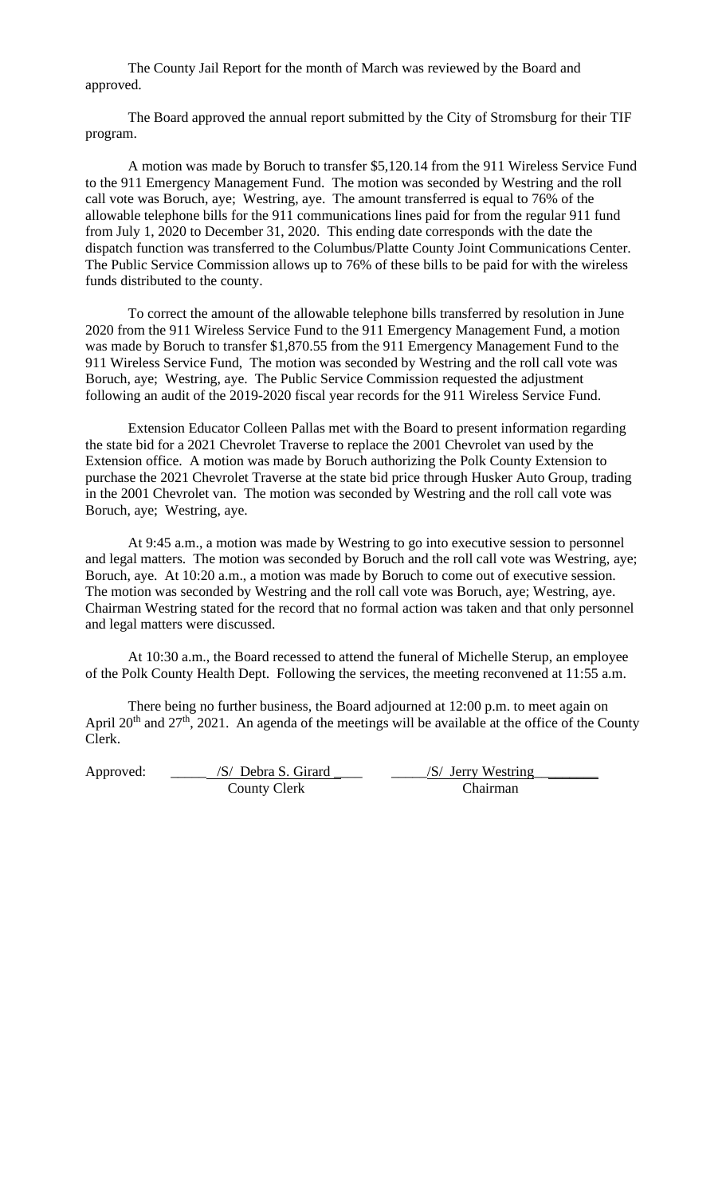The County Jail Report for the month of March was reviewed by the Board and approved.

The Board approved the annual report submitted by the City of Stromsburg for their TIF program.

A motion was made by Boruch to transfer $5,120.14 from the 911 Wireless Service Fund to the 911 Emergency Management Fund. The motion was seconded by Westring and the roll call vote was Boruch, aye; Westring, aye. The amount transferred is equal to 76% of the allowable telephone bills for the 911 communications lines paid for from the regular 911 fund from July 1, 2020 to December 31, 2020. This ending date corresponds with the date the dispatch function was transferred to the Columbus/Platte County Joint Communications Center. The Public Service Commission allows up to 76% of these bills to be paid for with the wireless funds distributed to the county.

To correct the amount of the allowable telephone bills transferred by resolution in June 2020 from the 911 Wireless Service Fund to the 911 Emergency Management Fund, a motion was made by Boruch to transfer $1,870.55 from the 911 Emergency Management Fund to the 911 Wireless Service Fund, The motion was seconded by Westring and the roll call vote was Boruch, aye; Westring, aye. The Public Service Commission requested the adjustment following an audit of the 2019-2020 fiscal year records for the 911 Wireless Service Fund.

Extension Educator Colleen Pallas met with the Board to present information regarding the state bid for a 2021 Chevrolet Traverse to replace the 2001 Chevrolet van used by the Extension office. A motion was made by Boruch authorizing the Polk County Extension to purchase the 2021 Chevrolet Traverse at the state bid price through Husker Auto Group, trading in the 2001 Chevrolet van. The motion was seconded by Westring and the roll call vote was Boruch, aye; Westring, aye.

At 9:45 a.m., a motion was made by Westring to go into executive session to personnel and legal matters. The motion was seconded by Boruch and the roll call vote was Westring, aye; Boruch, aye. At 10:20 a.m., a motion was made by Boruch to come out of executive session. The motion was seconded by Westring and the roll call vote was Boruch, aye; Westring, aye. Chairman Westring stated for the record that no formal action was taken and that only personnel and legal matters were discussed.

At 10:30 a.m., the Board recessed to attend the funeral of Michelle Sterup, an employee of the Polk County Health Dept. Following the services, the meeting reconvened at 11:55 a.m.

There being no further business, the Board adjourned at 12:00 p.m. to meet again on April 20th and 27th, 2021. An agenda of the meetings will be available at the office of the County Clerk.

Approved: /S/ Debra S. Girard — County Clerk

/S/ Jerry Westring — Chairman